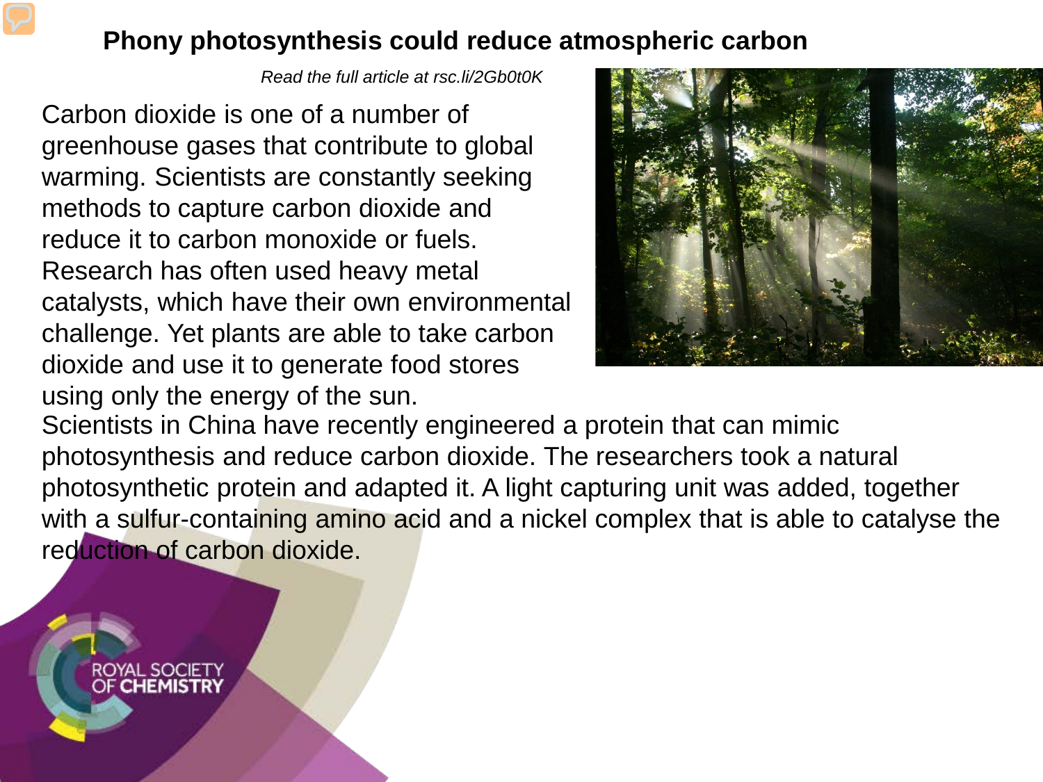# Phony photosynthesis could reduce atmospheric carbon

*Read the full article at rsc.li/2Gb0t0K*

Carbon dioxide is one of a number of greenhouse gases that contribute to global warming. Scientists are constantly seeking methods to capture carbon dioxide and reduce it to carbon monoxide or fuels. Research has often used heavy metal catalysts, which have their own environmental challenge. Yet plants are able to take carbon dioxide and use it to generate food stores using only the energy of the sun.

Scientists in China have recently engineered a protein that can mimic photosynthesis and reduce carbon dioxide. The researchers took a natural photosynthetic protein and adapted it. A light capturing unit was added, together with a sulfur-containing amino acid and a nickel complex that is able to catalyse the reduction of carbon dioxide.

ROYAL SOCIETY OF CHEMISTRY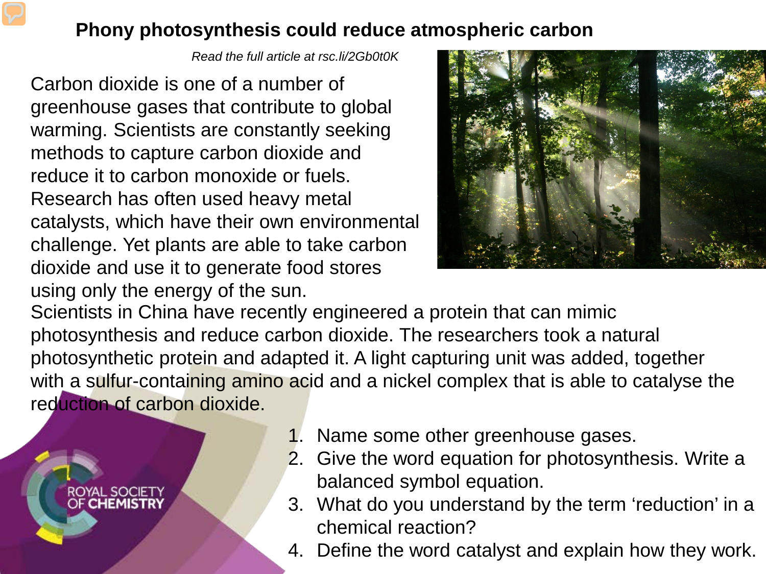# Phony photosynthesis could reduce atmospheric carbon

*Read the full article at rsc.li/2Gb0t0K*

Carbon dioxide is one of a number of greenhouse gases that contribute to global warming. Scientists are constantly seeking methods to capture carbon dioxide and reduce it to carbon monoxide or fuels. Research has often used heavy metal catalysts, which have their own environmental challenge. Yet plants are able to take carbon dioxide and use it to generate food stores using only the energy of the sun.

Scientists in China have recently engineered a protein that can mimic photosynthesis and reduce carbon dioxide. The researchers took a natural photosynthetic protein and adapted it. A light capturing unit was added, together with a sulfur-containing amino acid and a nickel complex that is able to catalyse the reduction of carbon dioxide.

1. Name some other greenhouse gases.
2. Give the word equation for photosynthesis. Write a balanced symbol equation.
3. What do you understand by the term 'reduction' in a chemical reaction?
4. Define the word catalyst and explain how they work.

ROYAL SOCIETY OF CHEMISTRY